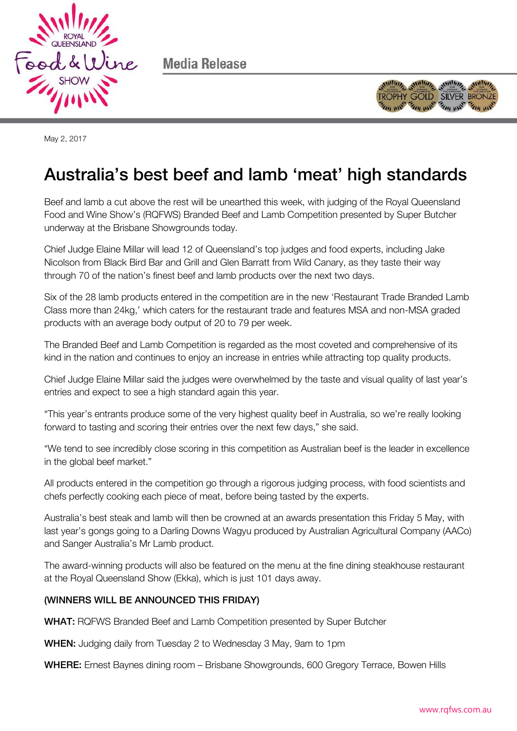Media Release

May 2, 2017

# Australia's best beef and lamb 'meat' high standards

Beef and lamb a cut above the rest will be unearthed this week, with judging of the Royal Queensland Food and Wine Show's (RQFWS) Branded Beef and Lamb Competition presented by Super Butcher underway at the Brisbane Showgrounds today.

Chief Judge Elaine Millar will lead 12 of Queensland's top judges and food experts, including Jake Nicolson from Black Bird Bar and Grill and Glen Barratt from Wild Canary, as they taste their way through 70 of the nation's finest beef and lamb products over the next two days.

Six of the 28 lamb products entered in the competition are in the new 'Restaurant Trade Branded Lamb Class more than 24kg,' which caters for the restaurant trade and features MSA and non-MSA graded products with an average body output of 20 to 79 per week.

The Branded Beef and Lamb Competition is regarded as the most coveted and comprehensive of its kind in the nation and continues to enjoy an increase in entries while attracting top quality products.

Chief Judge Elaine Millar said the judges were overwhelmed by the taste and visual quality of last year's entries and expect to see a high standard again this year.

"This year's entrants produce some of the very highest quality beef in Australia, so we're really looking forward to tasting and scoring their entries over the next few days," she said.

"We tend to see incredibly close scoring in this competition as Australian beef is the leader in excellence in the global beef market."

All products entered in the competition go through a rigorous judging process, with food scientists and chefs perfectly cooking each piece of meat, before being tasted by the experts.

Australia's best steak and lamb will then be crowned at an awards presentation this Friday 5 May, with last year's gongs going to a Darling Downs Wagyu produced by Australian Agricultural Company (AACo) and Sanger Australia's Mr Lamb product.

The award-winning products will also be featured on the menu at the fine dining steakhouse restaurant at the Royal Queensland Show (Ekka), which is just 101 days away.

**(WINNERS WILL BE ANNOUNCED THIS FRIDAY)**

**WHAT:** RQFWS Branded Beef and Lamb Competition presented by Super Butcher

**WHEN:** Judging daily from Tuesday 2 to Wednesday 3 May, 9am to 1pm

**WHERE:** Ernest Baynes dining room – Brisbane Showgrounds, 600 Gregory Terrace, Bowen Hills

www.rqfws.com.au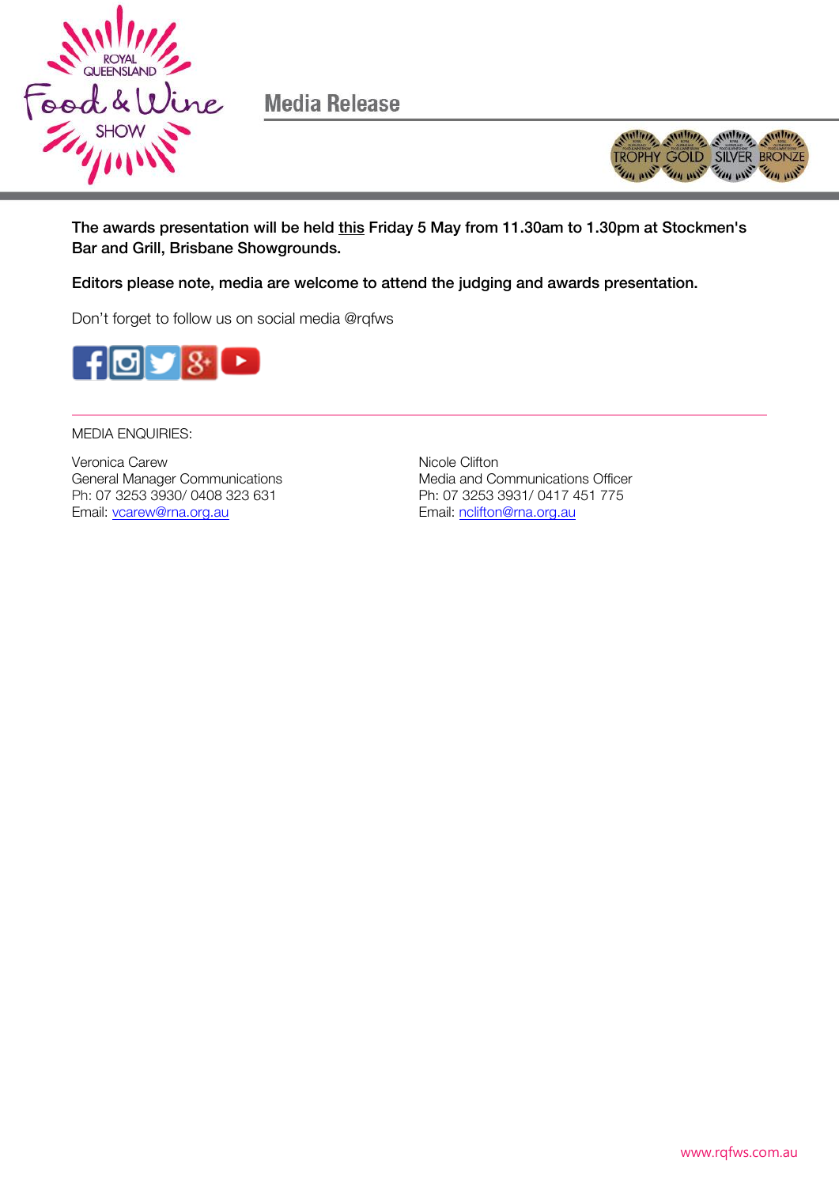**The awards presentation will be held this Friday 5 May from 11.30am to 1.30pm at Stockmen's Bar and Grill, Brisbane Showgrounds.**

**Editors please note, media are welcome to attend the judging and awards presentation.**

Don't forget to follow us on social media @rqfws

---

MEDIA ENQUIRIES:

Veronica Carew
General Manager Communications
Ph: 07 3253 3930/ 0408 323 631
Email: vcarew@rna.org.au

Nicole Clifton
Media and Communications Officer
Ph: 07 3253 3931/ 0417 451 775
Email: nclifton@rna.org.au